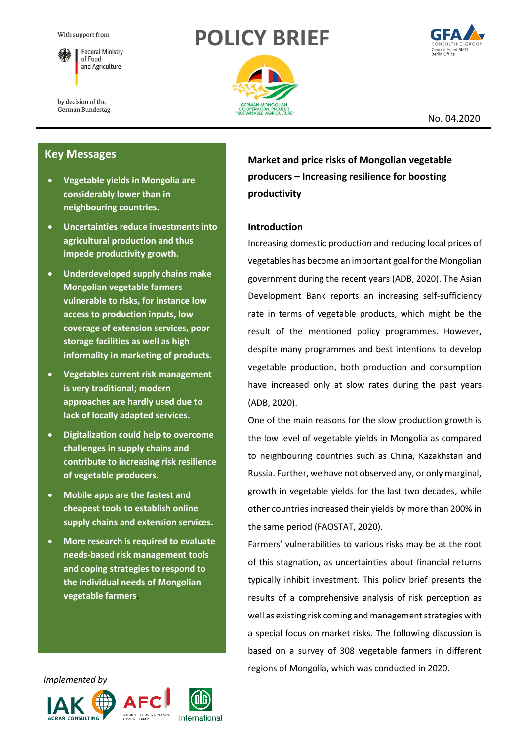With support from

Federal Ministry of Food and Agriculture

by decision of the German Bundestag

# POLICY BRIEF

GERMAN-MONGOLIAN COOPERATION PROJECT "SUSTAINABLE AGRICULTURE"

GFA CONSULTING GROUP
General Agent BMEL
Berlin Office

No. 04.2020

## Key Messages

- **Vegetable yields in Mongolia are considerably lower than in neighbouring countries.**
- **Uncertainties reduce investments into agricultural production and thus impede productivity growth.**
- **Underdeveloped supply chains make Mongolian vegetable farmers vulnerable to risks, for instance low access to production inputs, low coverage of extension services, poor storage facilities as well as high informality in marketing of products.**
- **Vegetables current risk management is very traditional; modern approaches are hardly used due to lack of locally adapted services.**
- **Digitalization could help to overcome challenges in supply chains and contribute to increasing risk resilience of vegetable producers.**
- **Mobile apps are the fastest and cheapest tools to establish online supply chains and extension services.**
- **More research is required to evaluate needs-based risk management tools and coping strategies to respond to the individual needs of Mongolian vegetable farmers.**

*Implemented by*

IAK AGRAR CONSULTING, AFC AGRICULTURE & FINANCE CONSULTANTS, DLG International

# Market and price risks of Mongolian vegetable producers – Increasing resilience for boosting productivity

## Introduction

Increasing domestic production and reducing local prices of vegetables has become an important goal for the Mongolian government during the recent years (ADB, 2020). The Asian Development Bank reports an increasing self-sufficiency rate in terms of vegetable products, which might be the result of the mentioned policy programmes. However, despite many programmes and best intentions to develop vegetable production, both production and consumption have increased only at slow rates during the past years (ADB, 2020).

One of the main reasons for the slow production growth is the low level of vegetable yields in Mongolia as compared to neighbouring countries such as China, Kazakhstan and Russia. Further, we have not observed any, or only marginal, growth in vegetable yields for the last two decades, while other countries increased their yields by more than 200% in the same period (FAOSTAT, 2020).

Farmers' vulnerabilities to various risks may be at the root of this stagnation, as uncertainties about financial returns typically inhibit investment. This policy brief presents the results of a comprehensive analysis of risk perception as well as existing risk coming and management strategies with a special focus on market risks. The following discussion is based on a survey of 308 vegetable farmers in different regions of Mongolia, which was conducted in 2020.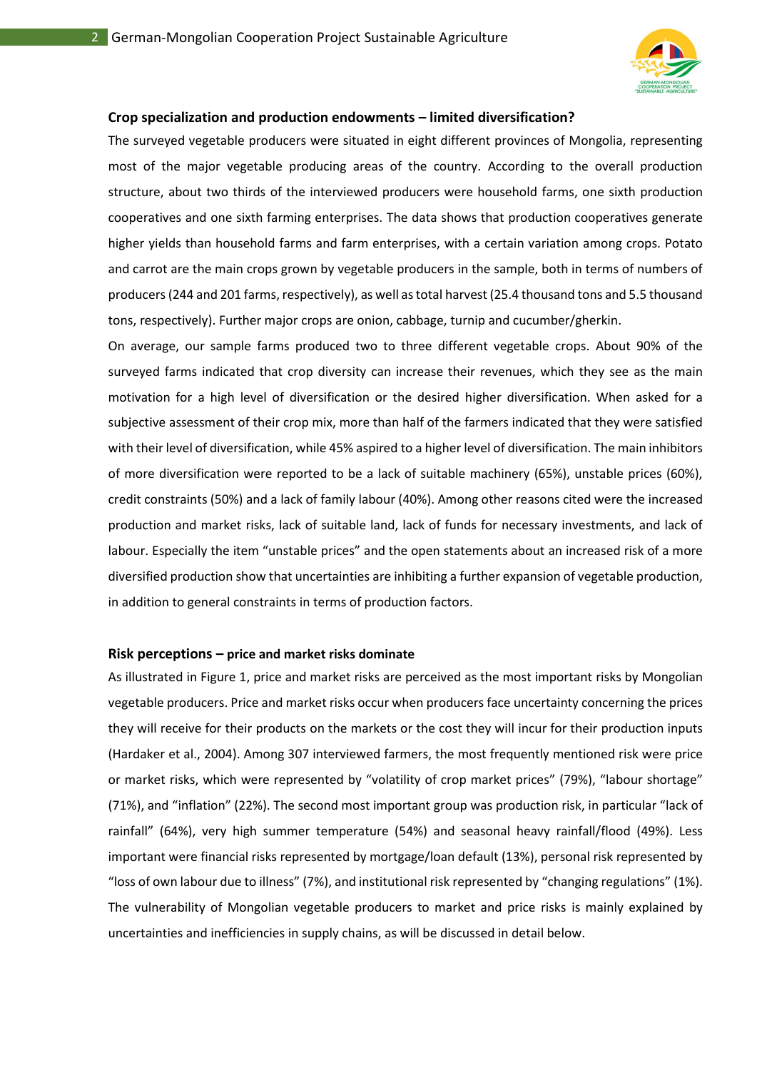### Crop specialization and production endowments – limited diversification?

The surveyed vegetable producers were situated in eight different provinces of Mongolia, representing most of the major vegetable producing areas of the country. According to the overall production structure, about two thirds of the interviewed producers were household farms, one sixth production cooperatives and one sixth farming enterprises. The data shows that production cooperatives generate higher yields than household farms and farm enterprises, with a certain variation among crops. Potato and carrot are the main crops grown by vegetable producers in the sample, both in terms of numbers of producers (244 and 201 farms, respectively), as well as total harvest (25.4 thousand tons and 5.5 thousand tons, respectively). Further major crops are onion, cabbage, turnip and cucumber/gherkin.

On average, our sample farms produced two to three different vegetable crops. About 90% of the surveyed farms indicated that crop diversity can increase their revenues, which they see as the main motivation for a high level of diversification or the desired higher diversification. When asked for a subjective assessment of their crop mix, more than half of the farmers indicated that they were satisfied with their level of diversification, while 45% aspired to a higher level of diversification. The main inhibitors of more diversification were reported to be a lack of suitable machinery (65%), unstable prices (60%), credit constraints (50%) and a lack of family labour (40%). Among other reasons cited were the increased production and market risks, lack of suitable land, lack of funds for necessary investments, and lack of labour. Especially the item "unstable prices" and the open statements about an increased risk of a more diversified production show that uncertainties are inhibiting a further expansion of vegetable production, in addition to general constraints in terms of production factors.

### Risk perceptions – price and market risks dominate

As illustrated in Figure 1, price and market risks are perceived as the most important risks by Mongolian vegetable producers. Price and market risks occur when producers face uncertainty concerning the prices they will receive for their products on the markets or the cost they will incur for their production inputs (Hardaker et al., 2004). Among 307 interviewed farmers, the most frequently mentioned risk were price or market risks, which were represented by "volatility of crop market prices" (79%), "labour shortage" (71%), and "inflation" (22%). The second most important group was production risk, in particular "lack of rainfall" (64%), very high summer temperature (54%) and seasonal heavy rainfall/flood (49%). Less important were financial risks represented by mortgage/loan default (13%), personal risk represented by "loss of own labour due to illness" (7%), and institutional risk represented by "changing regulations" (1%). The vulnerability of Mongolian vegetable producers to market and price risks is mainly explained by uncertainties and inefficiencies in supply chains, as will be discussed in detail below.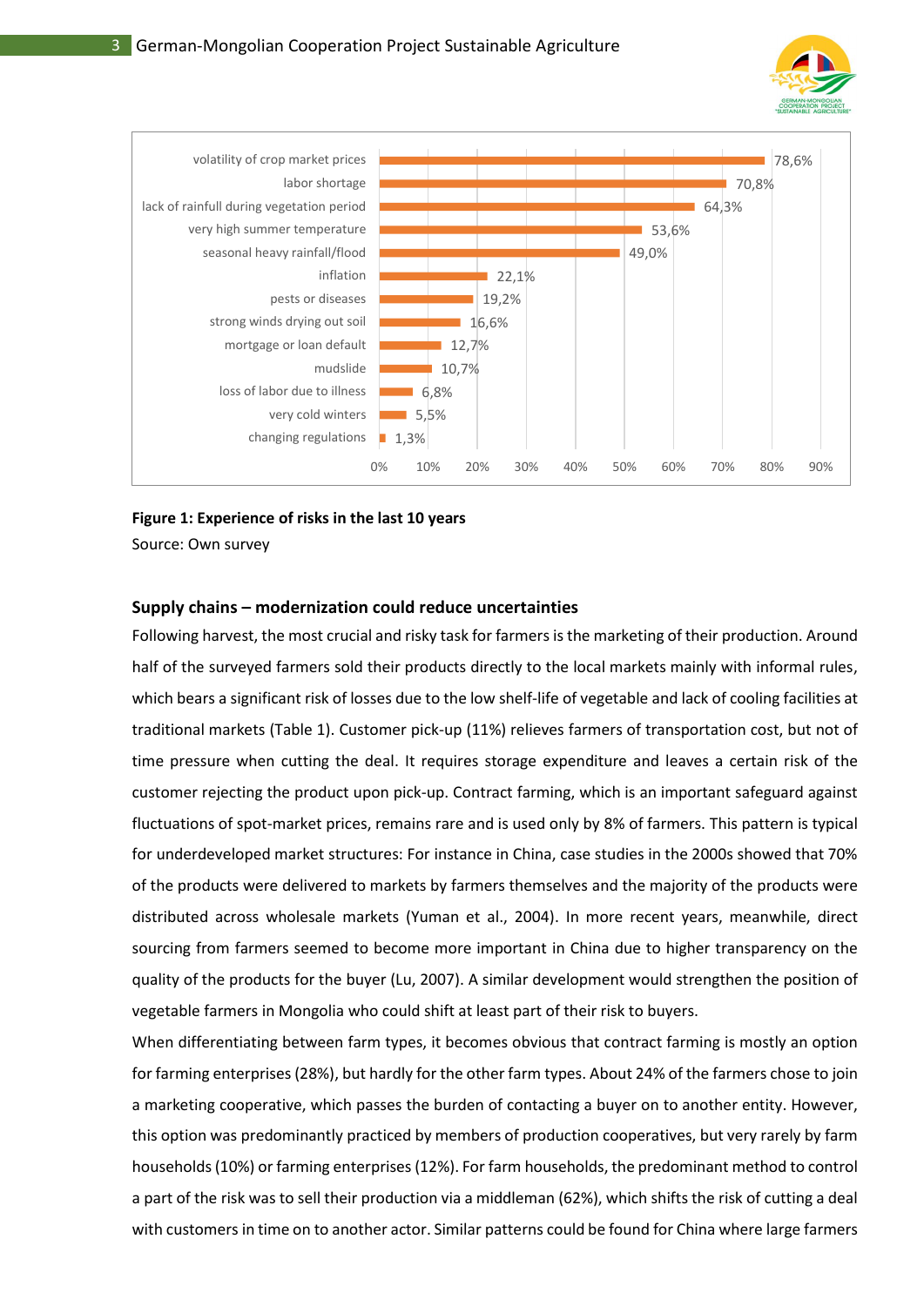| Risk | Share |
|---|---|
| volatility of crop market prices | 78,6% |
| labor shortage | 70,8% |
| lack of rainfull during vegetation period | 64,3% |
| very high summer temperature | 53,6% |
| seasonal heavy rainfall/flood | 49,0% |
| inflation | 22,1% |
| pests or diseases | 19,2% |
| strong winds drying out soil | 16,6% |
| mortgage or loan default | 12,7% |
| mudslide | 10,7% |
| loss of labor due to illness | 6,8% |
| very cold winters | 5,5% |
| changing regulations | 1,3% |

**Figure 1: Experience of risks in the last 10 years**

Source: Own survey

**Supply chains – modernization could reduce uncertainties**

Following harvest, the most crucial and risky task for farmers is the marketing of their production. Around half of the surveyed farmers sold their products directly to the local markets mainly with informal rules, which bears a significant risk of losses due to the low shelf-life of vegetable and lack of cooling facilities at traditional markets (Table 1). Customer pick-up (11%) relieves farmers of transportation cost, but not of time pressure when cutting the deal. It requires storage expenditure and leaves a certain risk of the customer rejecting the product upon pick-up. Contract farming, which is an important safeguard against fluctuations of spot-market prices, remains rare and is used only by 8% of farmers. This pattern is typical for underdeveloped market structures: For instance in China, case studies in the 2000s showed that 70% of the products were delivered to markets by farmers themselves and the majority of the products were distributed across wholesale markets (Yuman et al., 2004). In more recent years, meanwhile, direct sourcing from farmers seemed to become more important in China due to higher transparency on the quality of the products for the buyer (Lu, 2007). A similar development would strengthen the position of vegetable farmers in Mongolia who could shift at least part of their risk to buyers.

When differentiating between farm types, it becomes obvious that contract farming is mostly an option for farming enterprises (28%), but hardly for the other farm types. About 24% of the farmers chose to join a marketing cooperative, which passes the burden of contacting a buyer on to another entity. However, this option was predominantly practiced by members of production cooperatives, but very rarely by farm households (10%) or farming enterprises (12%). For farm households, the predominant method to control a part of the risk was to sell their production via a middleman (62%), which shifts the risk of cutting a deal with customers in time on to another actor. Similar patterns could be found for China where large farmers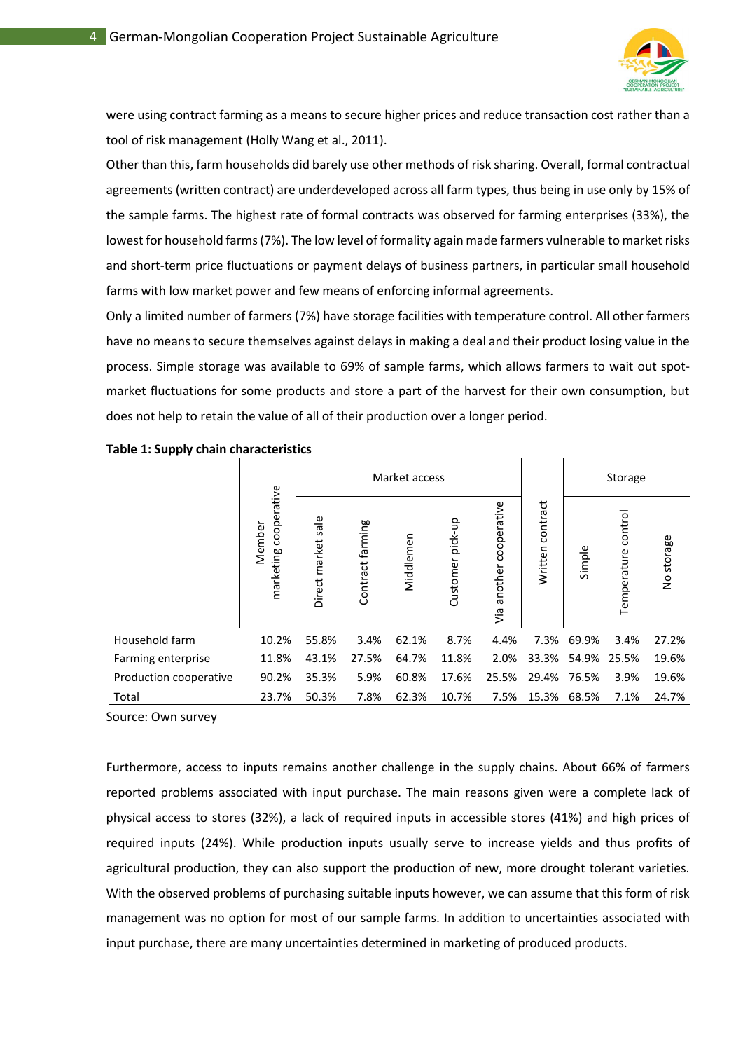were using contract farming as a means to secure higher prices and reduce transaction cost rather than a tool of risk management (Holly Wang et al., 2011).

Other than this, farm households did barely use other methods of risk sharing. Overall, formal contractual agreements (written contract) are underdeveloped across all farm types, thus being in use only by 15% of the sample farms. The highest rate of formal contracts was observed for farming enterprises (33%), the lowest for household farms (7%). The low level of formality again made farmers vulnerable to market risks and short-term price fluctuations or payment delays of business partners, in particular small household farms with low market power and few means of enforcing informal agreements.

Only a limited number of farmers (7%) have storage facilities with temperature control. All other farmers have no means to secure themselves against delays in making a deal and their product losing value in the process. Simple storage was available to 69% of sample farms, which allows farmers to wait out spot-market fluctuations for some products and store a part of the harvest for their own consumption, but does not help to retain the value of all of their production over a longer period.

**Table 1: Supply chain characteristics**

| | Member marketing cooperative | Market access | | | | | Written contract | Storage | | |
|---|---|---|---|---|---|---|---|---|---|---|
| | | Direct market sale | Contract farming | Middlemen | Customer pick-up | Via another cooperative | | Simple | Temperature control | No storage |
| Household farm | 10.2% | 55.8% | 3.4% | 62.1% | 8.7% | 4.4% | 7.3% | 69.9% | 3.4% | 27.2% |
| Farming enterprise | 11.8% | 43.1% | 27.5% | 64.7% | 11.8% | 2.0% | 33.3% | 54.9% | 25.5% | 19.6% |
| Production cooperative | 90.2% | 35.3% | 5.9% | 60.8% | 17.6% | 25.5% | 29.4% | 76.5% | 3.9% | 19.6% |
| Total | 23.7% | 50.3% | 7.8% | 62.3% | 10.7% | 7.5% | 15.3% | 68.5% | 7.1% | 24.7% |

Source: Own survey

Furthermore, access to inputs remains another challenge in the supply chains. About 66% of farmers reported problems associated with input purchase. The main reasons given were a complete lack of physical access to stores (32%), a lack of required inputs in accessible stores (41%) and high prices of required inputs (24%). While production inputs usually serve to increase yields and thus profits of agricultural production, they can also support the production of new, more drought tolerant varieties. With the observed problems of purchasing suitable inputs however, we can assume that this form of risk management was no option for most of our sample farms. In addition to uncertainties associated with input purchase, there are many uncertainties determined in marketing of produced products.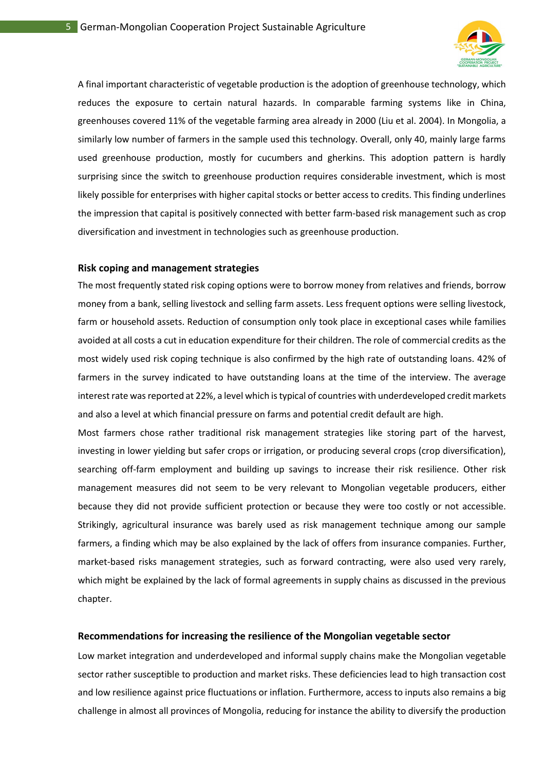A final important characteristic of vegetable production is the adoption of greenhouse technology, which reduces the exposure to certain natural hazards. In comparable farming systems like in China, greenhouses covered 11% of the vegetable farming area already in 2000 (Liu et al. 2004). In Mongolia, a similarly low number of farmers in the sample used this technology. Overall, only 40, mainly large farms used greenhouse production, mostly for cucumbers and gherkins. This adoption pattern is hardly surprising since the switch to greenhouse production requires considerable investment, which is most likely possible for enterprises with higher capital stocks or better access to credits. This finding underlines the impression that capital is positively connected with better farm-based risk management such as crop diversification and investment in technologies such as greenhouse production.

### Risk coping and management strategies

The most frequently stated risk coping options were to borrow money from relatives and friends, borrow money from a bank, selling livestock and selling farm assets. Less frequent options were selling livestock, farm or household assets. Reduction of consumption only took place in exceptional cases while families avoided at all costs a cut in education expenditure for their children. The role of commercial credits as the most widely used risk coping technique is also confirmed by the high rate of outstanding loans. 42% of farmers in the survey indicated to have outstanding loans at the time of the interview. The average interest rate was reported at 22%, a level which is typical of countries with underdeveloped credit markets and also a level at which financial pressure on farms and potential credit default are high.

Most farmers chose rather traditional risk management strategies like storing part of the harvest, investing in lower yielding but safer crops or irrigation, or producing several crops (crop diversification), searching off-farm employment and building up savings to increase their risk resilience. Other risk management measures did not seem to be very relevant to Mongolian vegetable producers, either because they did not provide sufficient protection or because they were too costly or not accessible. Strikingly, agricultural insurance was barely used as risk management technique among our sample farmers, a finding which may be also explained by the lack of offers from insurance companies. Further, market-based risks management strategies, such as forward contracting, were also used very rarely, which might be explained by the lack of formal agreements in supply chains as discussed in the previous chapter.

### Recommendations for increasing the resilience of the Mongolian vegetable sector

Low market integration and underdeveloped and informal supply chains make the Mongolian vegetable sector rather susceptible to production and market risks. These deficiencies lead to high transaction cost and low resilience against price fluctuations or inflation. Furthermore, access to inputs also remains a big challenge in almost all provinces of Mongolia, reducing for instance the ability to diversify the production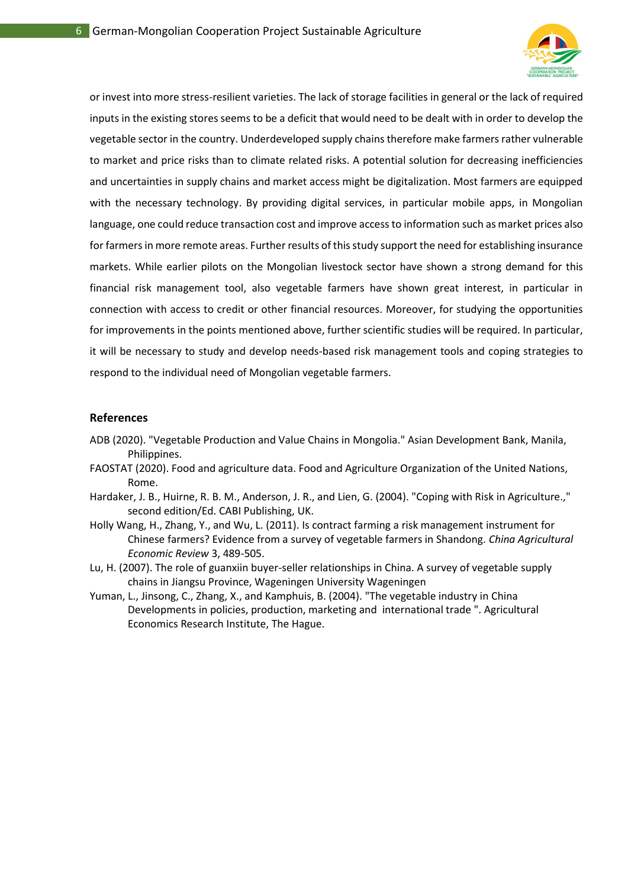or invest into more stress-resilient varieties. The lack of storage facilities in general or the lack of required inputs in the existing stores seems to be a deficit that would need to be dealt with in order to develop the vegetable sector in the country. Underdeveloped supply chains therefore make farmers rather vulnerable to market and price risks than to climate related risks. A potential solution for decreasing inefficiencies and uncertainties in supply chains and market access might be digitalization. Most farmers are equipped with the necessary technology. By providing digital services, in particular mobile apps, in Mongolian language, one could reduce transaction cost and improve access to information such as market prices also for farmers in more remote areas. Further results of this study support the need for establishing insurance markets. While earlier pilots on the Mongolian livestock sector have shown a strong demand for this financial risk management tool, also vegetable farmers have shown great interest, in particular in connection with access to credit or other financial resources. Moreover, for studying the opportunities for improvements in the points mentioned above, further scientific studies will be required. In particular, it will be necessary to study and develop needs-based risk management tools and coping strategies to respond to the individual need of Mongolian vegetable farmers.

## References

ADB (2020). "Vegetable Production and Value Chains in Mongolia." Asian Development Bank, Manila, Philippines.

FAOSTAT (2020). Food and agriculture data. Food and Agriculture Organization of the United Nations, Rome.

Hardaker, J. B., Huirne, R. B. M., Anderson, J. R., and Lien, G. (2004). "Coping with Risk in Agriculture.," second edition/Ed. CABI Publishing, UK.

Holly Wang, H., Zhang, Y., and Wu, L. (2011). Is contract farming a risk management instrument for Chinese farmers? Evidence from a survey of vegetable farmers in Shandong. *China Agricultural Economic Review* 3, 489-505.

Lu, H. (2007). The role of guanxiin buyer-seller relationships in China. A survey of vegetable supply chains in Jiangsu Province, Wageningen University Wageningen

Yuman, L., Jinsong, C., Zhang, X., and Kamphuis, B. (2004). "The vegetable industry in China Developments in policies, production, marketing and international trade ". Agricultural Economics Research Institute, The Hague.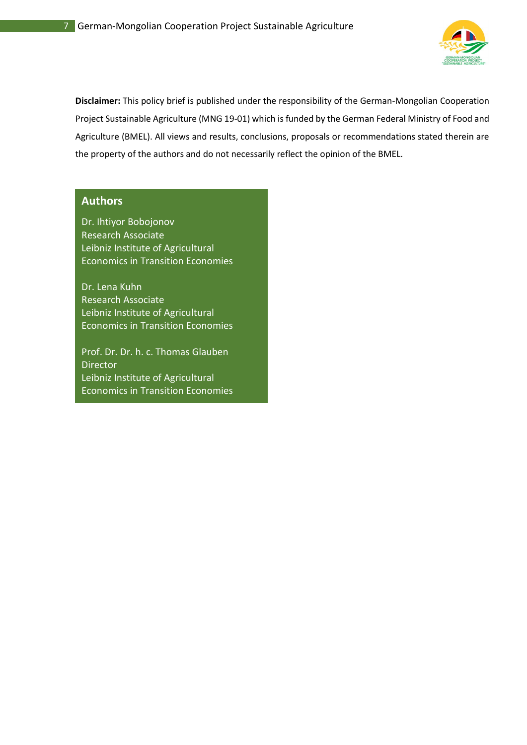**Disclaimer:** This policy brief is published under the responsibility of the German-Mongolian Cooperation Project Sustainable Agriculture (MNG 19-01) which is funded by the German Federal Ministry of Food and Agriculture (BMEL). All views and results, conclusions, proposals or recommendations stated therein are the property of the authors and do not necessarily reflect the opinion of the BMEL.

## Authors

Dr. Ihtiyor Bobojonov
Research Associate
Leibniz Institute of Agricultural Economics in Transition Economies

Dr. Lena Kuhn
Research Associate
Leibniz Institute of Agricultural Economics in Transition Economies

Prof. Dr. Dr. h. c. Thomas Glauben
Director
Leibniz Institute of Agricultural Economics in Transition Economies